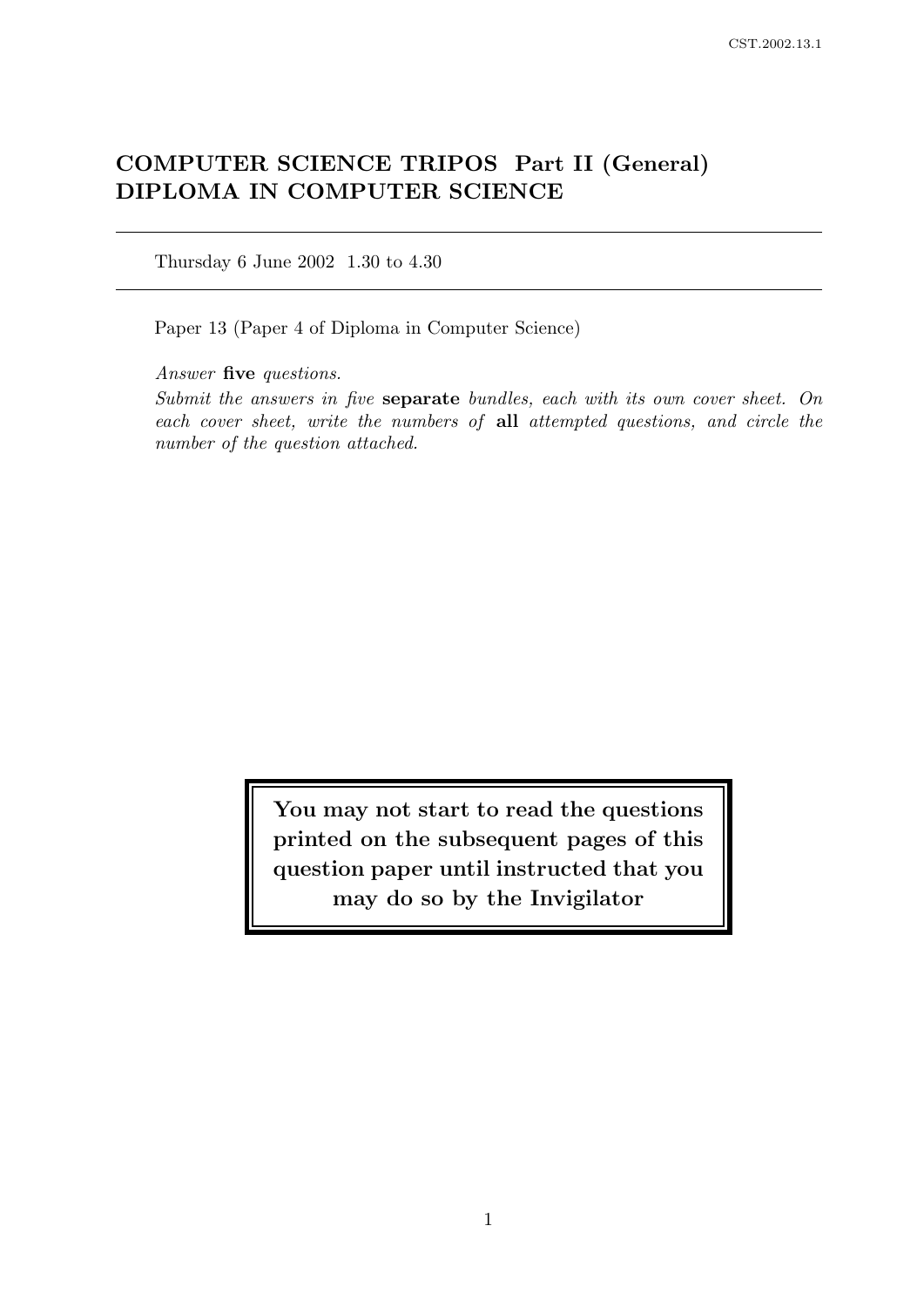# COMPUTER SCIENCE TRIPOS Part II (General)
# DIPLOMA IN COMPUTER SCIENCE

---

Thursday 6 June 2002 1.30 to 4.30

---

Paper 13 (Paper 4 of Diploma in Computer Science)

*Answer* **five** *questions.*

*Submit the answers in five* **separate** *bundles, each with its own cover sheet. On each cover sheet, write the numbers of* **all** *attempted questions, and circle the number of the question attached.*

**You may not start to read the questions printed on the subsequent pages of this question paper until instructed that you may do so by the Invigilator**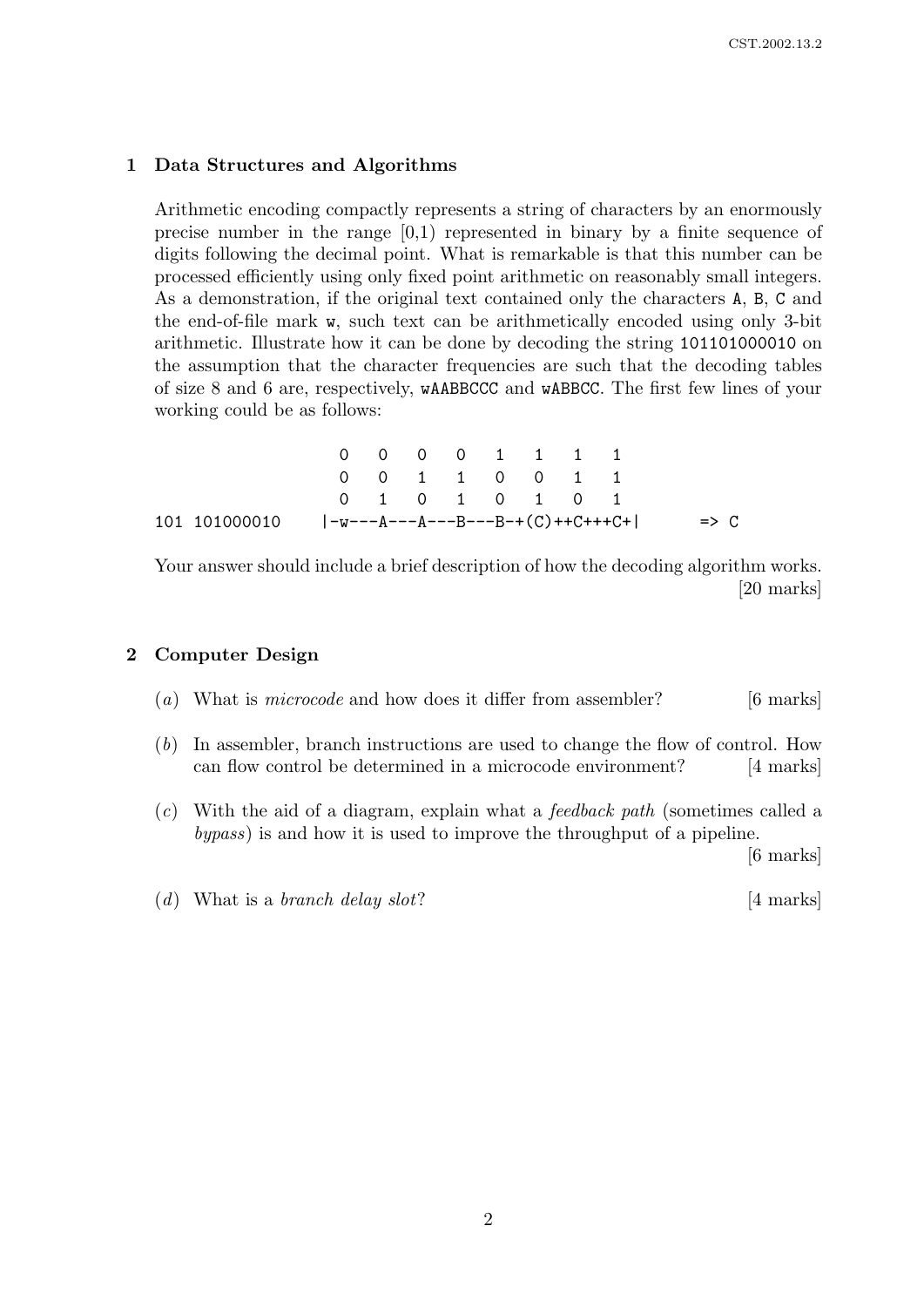## 1 Data Structures and Algorithms

Arithmetic encoding compactly represents a string of characters by an enormously precise number in the range [0,1) represented in binary by a finite sequence of digits following the decimal point. What is remarkable is that this number can be processed efficiently using only fixed point arithmetic on reasonably small integers. As a demonstration, if the original text contained only the characters A, B, C and the end-of-file mark w, such text can be arithmetically encoded using only 3-bit arithmetic. Illustrate how it can be done by decoding the string 101101000010 on the assumption that the character frequencies are such that the decoding tables of size 8 and 6 are, respectively, wAABBCCC and wABBCC. The first few lines of your working could be as follows:

```
                  0   0   0   0   1   1   1   1
                  0   0   1   1   0   0   1   1
                  0   1   0   1   0   1   0   1
101 101000010    |-w---A---A---B---B-+(C)++C+++C+|      => C
```

Your answer should include a brief description of how the decoding algorithm works.

[20 marks]

## 2 Computer Design

(*a*) What is *microcode* and how does it differ from assembler? [6 marks]

(*b*) In assembler, branch instructions are used to change the flow of control. How can flow control be determined in a microcode environment? [4 marks]

(*c*) With the aid of a diagram, explain what a *feedback path* (sometimes called a *bypass*) is and how it is used to improve the throughput of a pipeline. [6 marks]

(*d*) What is a *branch delay slot*? [4 marks]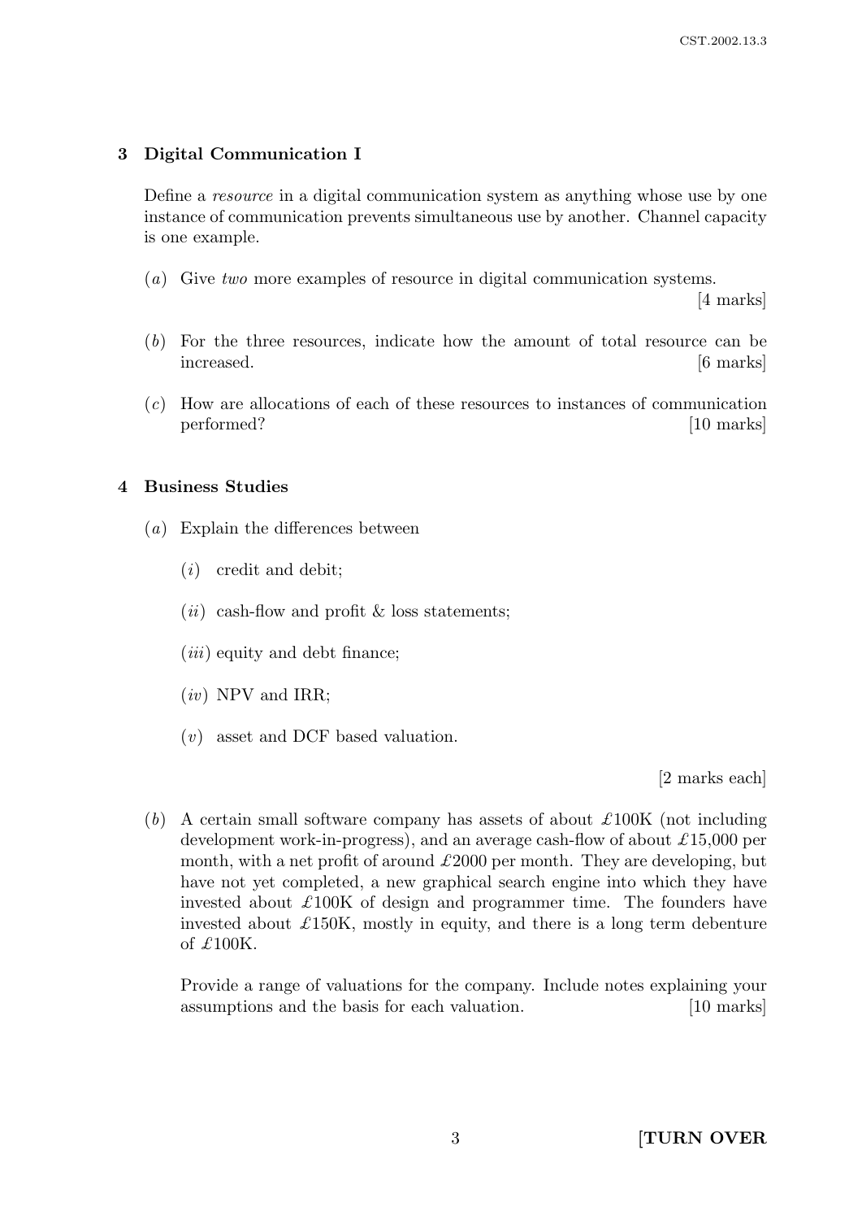## 3 Digital Communication I

Define a *resource* in a digital communication system as anything whose use by one instance of communication prevents simultaneous use by another. Channel capacity is one example.

(*a*) Give *two* more examples of resource in digital communication systems. [4 marks]

(*b*) For the three resources, indicate how the amount of total resource can be increased. [6 marks]

(*c*) How are allocations of each of these resources to instances of communication performed? [10 marks]

## 4 Business Studies

(*a*) Explain the differences between

- (*i*) credit and debit;
- (*ii*) cash-flow and profit & loss statements;
- (*iii*) equity and debt finance;
- (*iv*) NPV and IRR;
- (*v*) asset and DCF based valuation.

[2 marks each]

(*b*) A certain small software company has assets of about £100K (not including development work-in-progress), and an average cash-flow of about £15,000 per month, with a net profit of around £2000 per month. They are developing, but have not yet completed, a new graphical search engine into which they have invested about £100K of design and programmer time. The founders have invested about £150K, mostly in equity, and there is a long term debenture of £100K.

Provide a range of valuations for the company. Include notes explaining your assumptions and the basis for each valuation. [10 marks]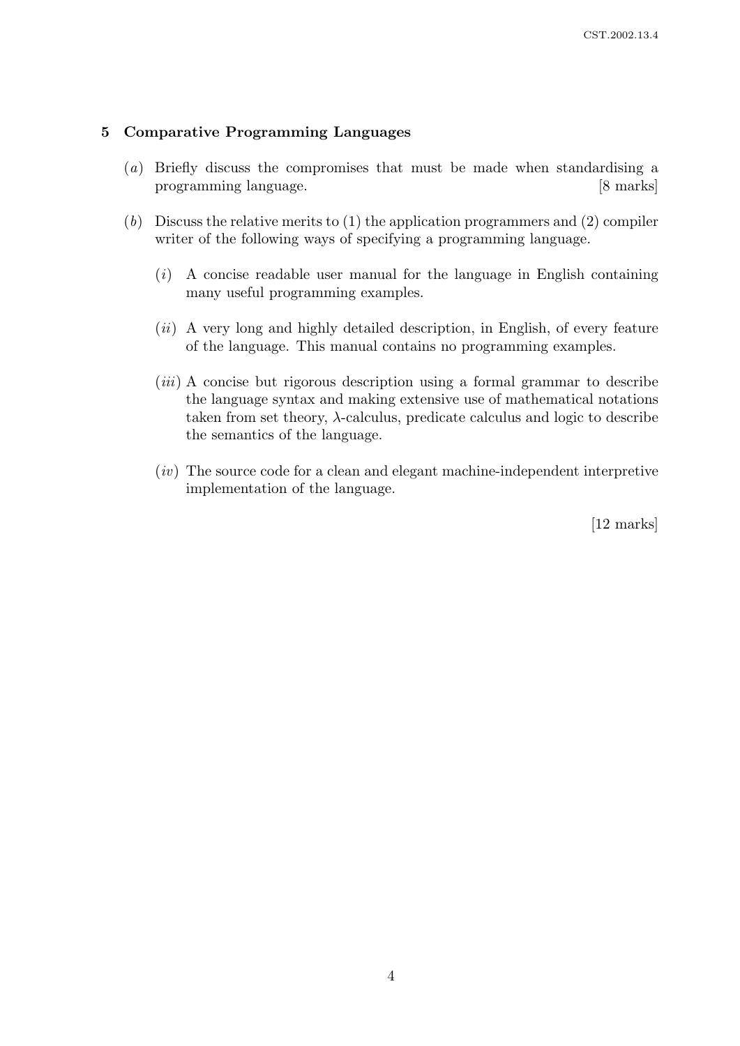## 5 Comparative Programming Languages

(*a*) Briefly discuss the compromises that must be made when standardising a programming language. [8 marks]

(*b*) Discuss the relative merits to (1) the application programmers and (2) compiler writer of the following ways of specifying a programming language.

(*i*) A concise readable user manual for the language in English containing many useful programming examples.

(*ii*) A very long and highly detailed description, in English, of every feature of the language. This manual contains no programming examples.

(*iii*) A concise but rigorous description using a formal grammar to describe the language syntax and making extensive use of mathematical notations taken from set theory, $\lambda$-calculus, predicate calculus and logic to describe the semantics of the language.

(*iv*) The source code for a clean and elegant machine-independent interpretive implementation of the language.

[12 marks]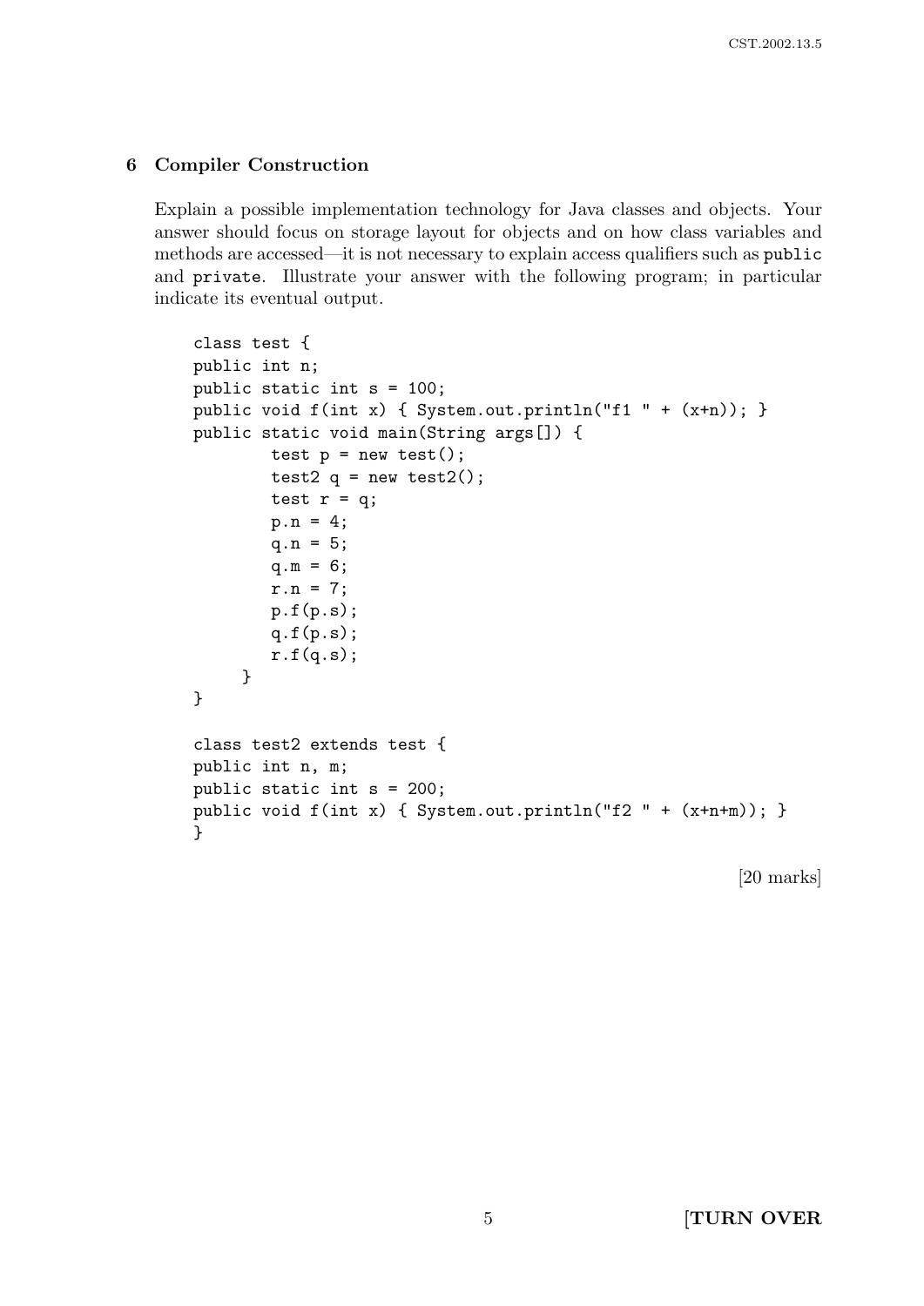## 6 Compiler Construction

Explain a possible implementation technology for Java classes and objects. Your answer should focus on storage layout for objects and on how class variables and methods are accessed—it is not necessary to explain access qualifiers such as `public` and `private`. Illustrate your answer with the following program; in particular indicate its eventual output.

```
class test {
public int n;
public static int s = 100;
public void f(int x) { System.out.println("f1 " + (x+n)); }
public static void main(String args[]) {
        test p = new test();
        test2 q = new test2();
        test r = q;
        p.n = 4;
        q.n = 5;
        q.m = 6;
        r.n = 7;
        p.f(p.s);
        q.f(p.s);
        r.f(q.s);
     }
}

class test2 extends test {
public int n, m;
public static int s = 200;
public void f(int x) { System.out.println("f2 " + (x+n+m)); }
}
```

[20 marks]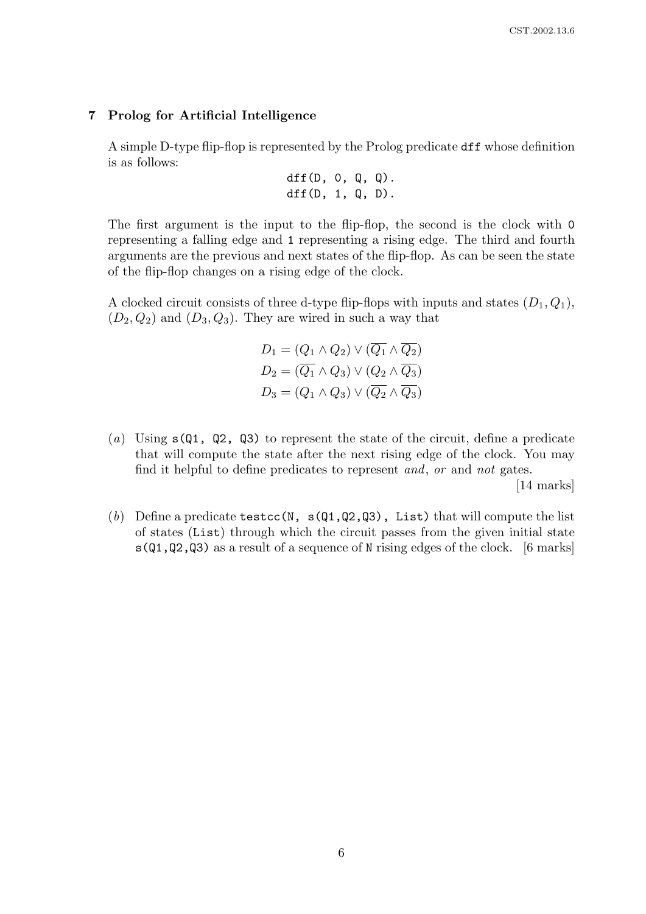## 7 Prolog for Artificial Intelligence

A simple D-type flip-flop is represented by the Prolog predicate `dff` whose definition is as follows:

```
dff(D, 0, Q, Q).
dff(D, 1, Q, D).
```

The first argument is the input to the flip-flop, the second is the clock with `0` representing a falling edge and `1` representing a rising edge. The third and fourth arguments are the previous and next states of the flip-flop. As can be seen the state of the flip-flop changes on a rising edge of the clock.

A clocked circuit consists of three d-type flip-flops with inputs and states $(D_1, Q_1)$, $(D_2, Q_2)$ and $(D_3, Q_3)$. They are wired in such a way that

$$D_1 = (Q_1 \wedge Q_2) \vee (\overline{Q_1} \wedge \overline{Q_2})$$
$$D_2 = (\overline{Q_1} \wedge Q_3) \vee (Q_2 \wedge \overline{Q_3})$$
$$D_3 = (Q_1 \wedge Q_3) \vee (\overline{Q_2} \wedge \overline{Q_3})$$

(*a*) Using `s(Q1, Q2, Q3)` to represent the state of the circuit, define a predicate that will compute the state after the next rising edge of the clock. You may find it helpful to define predicates to represent *and*, *or* and *not* gates. [14 marks]

(*b*) Define a predicate `testcc(N, s(Q1,Q2,Q3), List)` that will compute the list of states (`List`) through which the circuit passes from the given initial state `s(Q1,Q2,Q3)` as a result of a sequence of `N` rising edges of the clock. [6 marks]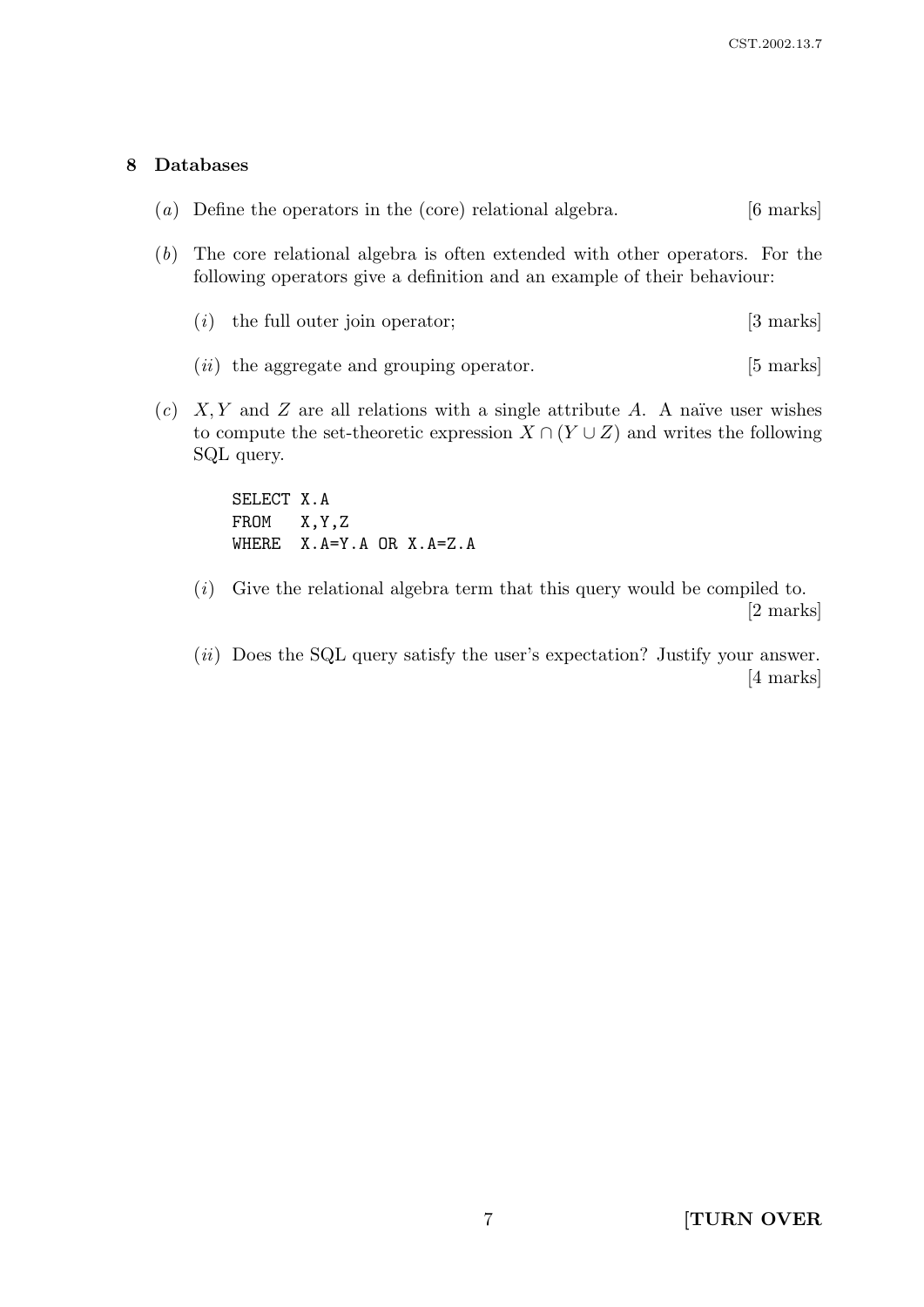## 8 Databases

(*a*) Define the operators in the (core) relational algebra. [6 marks]

(*b*) The core relational algebra is often extended with other operators. For the following operators give a definition and an example of their behaviour:

(*i*) the full outer join operator; [3 marks]

(*ii*) the aggregate and grouping operator. [5 marks]

(*c*) $X, Y$ and $Z$ are all relations with a single attribute $A$. A naïve user wishes to compute the set-theoretic expression $X \cap (Y \cup Z)$ and writes the following SQL query.

```
SELECT X.A
FROM   X,Y,Z
WHERE  X.A=Y.A OR X.A=Z.A
```

(*i*) Give the relational algebra term that this query would be compiled to. [2 marks]

(*ii*) Does the SQL query satisfy the user's expectation? Justify your answer. [4 marks]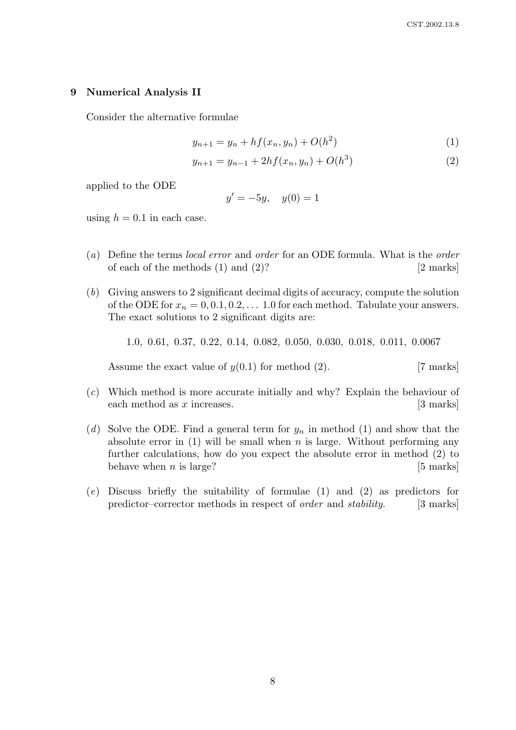## 9 Numerical Analysis II

Consider the alternative formulae

$$y_{n+1} = y_n + hf(x_n, y_n) + O(h^2) \tag{1}$$

$$y_{n+1} = y_{n-1} + 2hf(x_n, y_n) + O(h^3) \tag{2}$$

applied to the ODE

$$y' = -5y, \quad y(0) = 1$$

using $h = 0.1$ in each case.

(*a*) Define the terms *local error* and *order* for an ODE formula. What is the *order* of each of the methods (1) and (2)? [2 marks]

(*b*) Giving answers to 2 significant decimal digits of accuracy, compute the solution of the ODE for $x_n = 0, 0.1, 0.2, \ldots\ 1.0$ for each method. Tabulate your answers. The exact solutions to 2 significant digits are:

1.0, 0.61, 0.37, 0.22, 0.14, 0.082, 0.050, 0.030, 0.018, 0.011, 0.0067

Assume the exact value of $y(0.1)$ for method (2). [7 marks]

(*c*) Which method is more accurate initially and why? Explain the behaviour of each method as $x$ increases. [3 marks]

(*d*) Solve the ODE. Find a general term for $y_n$ in method (1) and show that the absolute error in (1) will be small when $n$ is large. Without performing any further calculations, how do you expect the absolute error in method (2) to behave when $n$ is large? [5 marks]

(*e*) Discuss briefly the suitability of formulae (1) and (2) as predictors for predictor–corrector methods in respect of *order* and *stability*. [3 marks]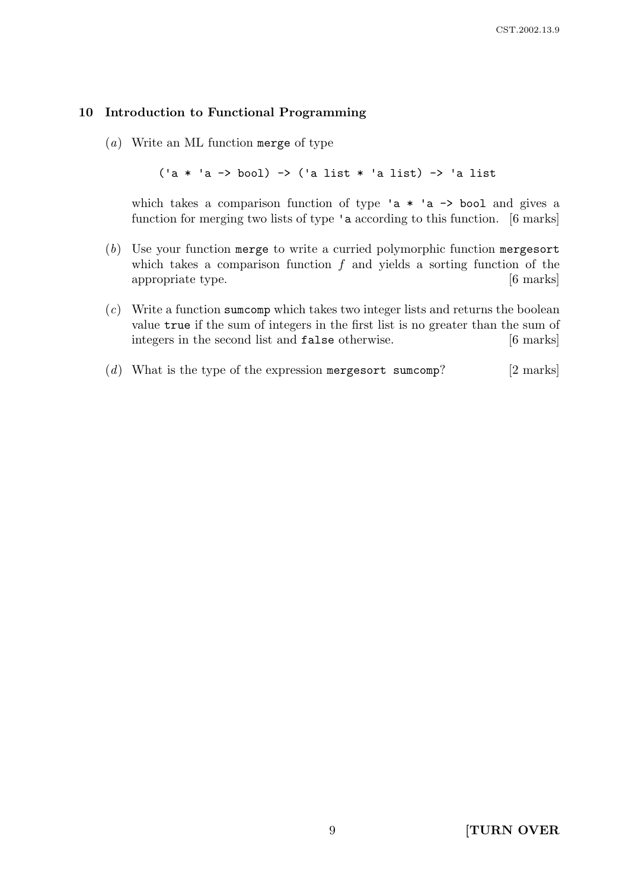## 10 Introduction to Functional Programming

(*a*) Write an ML function `merge` of type

```
('a * 'a -> bool) -> ('a list * 'a list) -> 'a list
```

which takes a comparison function of type `'a * 'a -> bool` and gives a function for merging two lists of type `'a` according to this function. [6 marks]

(*b*) Use your function `merge` to write a curried polymorphic function `mergesort` which takes a comparison function $f$ and yields a sorting function of the appropriate type. [6 marks]

(*c*) Write a function `sumcomp` which takes two integer lists and returns the boolean value `true` if the sum of integers in the first list is no greater than the sum of integers in the second list and `false` otherwise. [6 marks]

(*d*) What is the type of the expression `mergesort sumcomp`? [2 marks]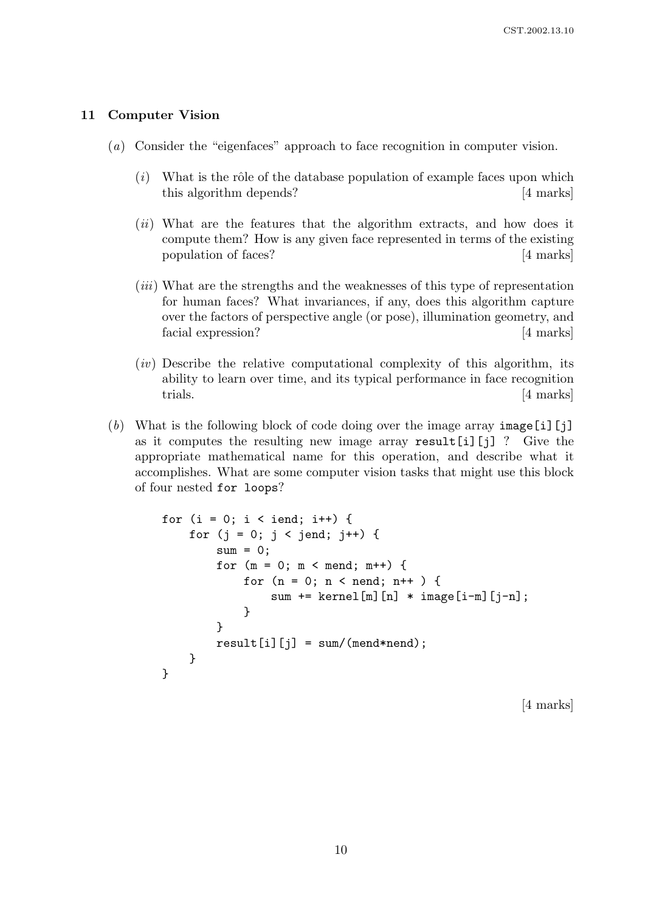## 11 Computer Vision

(*a*) Consider the "eigenfaces" approach to face recognition in computer vision.

(*i*) What is the rôle of the database population of example faces upon which this algorithm depends? [4 marks]

(*ii*) What are the features that the algorithm extracts, and how does it compute them? How is any given face represented in terms of the existing population of faces? [4 marks]

(*iii*) What are the strengths and the weaknesses of this type of representation for human faces? What invariances, if any, does this algorithm capture over the factors of perspective angle (or pose), illumination geometry, and facial expression? [4 marks]

(*iv*) Describe the relative computational complexity of this algorithm, its ability to learn over time, and its typical performance in face recognition trials. [4 marks]

(*b*) What is the following block of code doing over the image array `image[i][j]` as it computes the resulting new image array `result[i][j]` ? Give the appropriate mathematical name for this operation, and describe what it accomplishes. What are some computer vision tasks that might use this block of four nested `for loops`?

```
for (i = 0; i < iend; i++) {
    for (j = 0; j < jend; j++) {
        sum = 0;
        for (m = 0; m < mend; m++) {
            for (n = 0; n < nend; n++ ) {
                sum += kernel[m][n] * image[i-m][j-n];
            }
        }
        result[i][j] = sum/(mend*nend);
    }
}
```

[4 marks]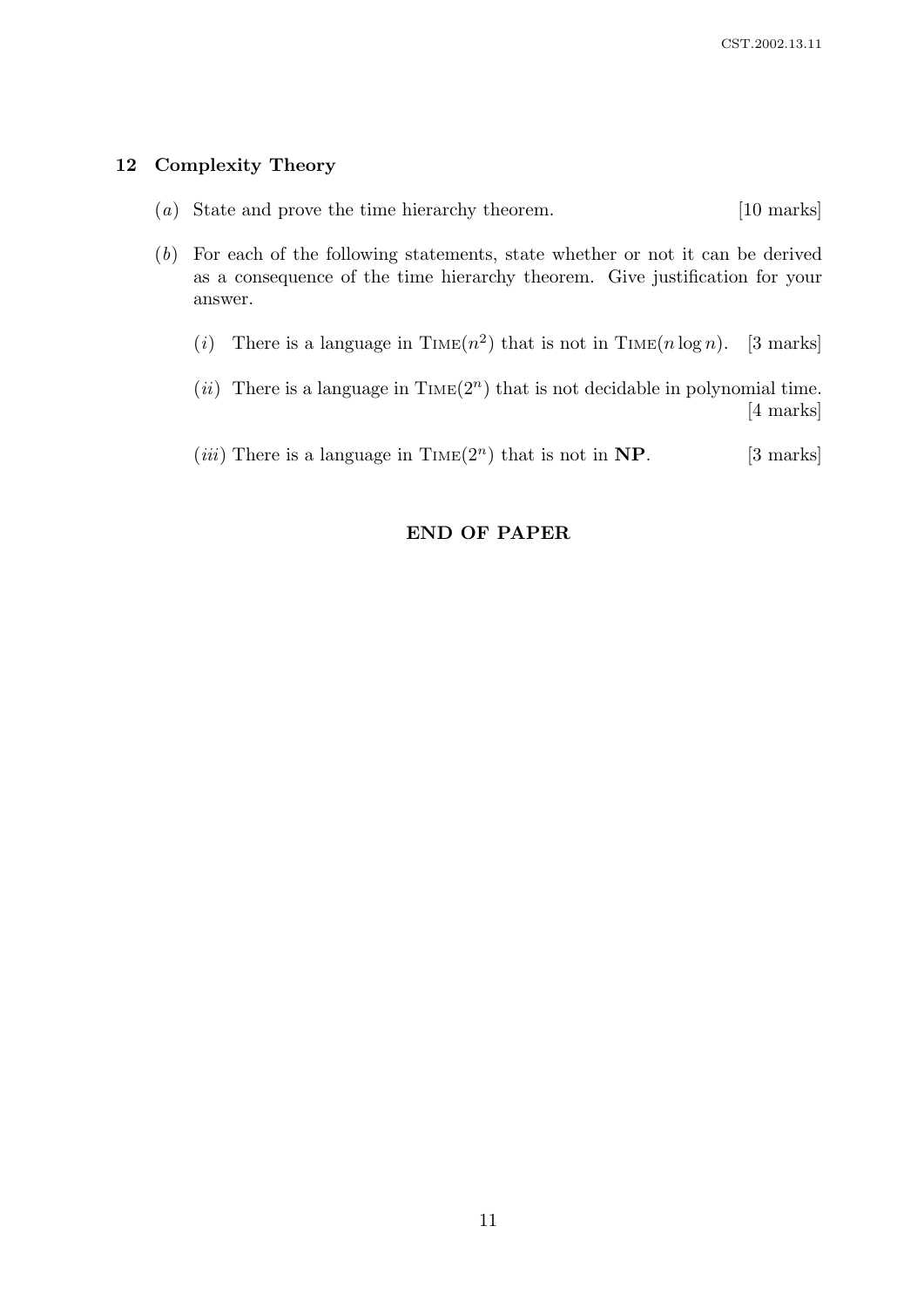## 12 Complexity Theory

(*a*) State and prove the time hierarchy theorem. [10 marks]

(*b*) For each of the following statements, state whether or not it can be derived as a consequence of the time hierarchy theorem. Give justification for your answer.

(*i*) There is a language in $\text{TIME}(n^2)$ that is not in $\text{TIME}(n \log n)$. [3 marks]

(*ii*) There is a language in $\text{TIME}(2^n)$ that is not decidable in polynomial time. [4 marks]

(*iii*) There is a language in $\text{TIME}(2^n)$ that is not in **NP**. [3 marks]

**END OF PAPER**